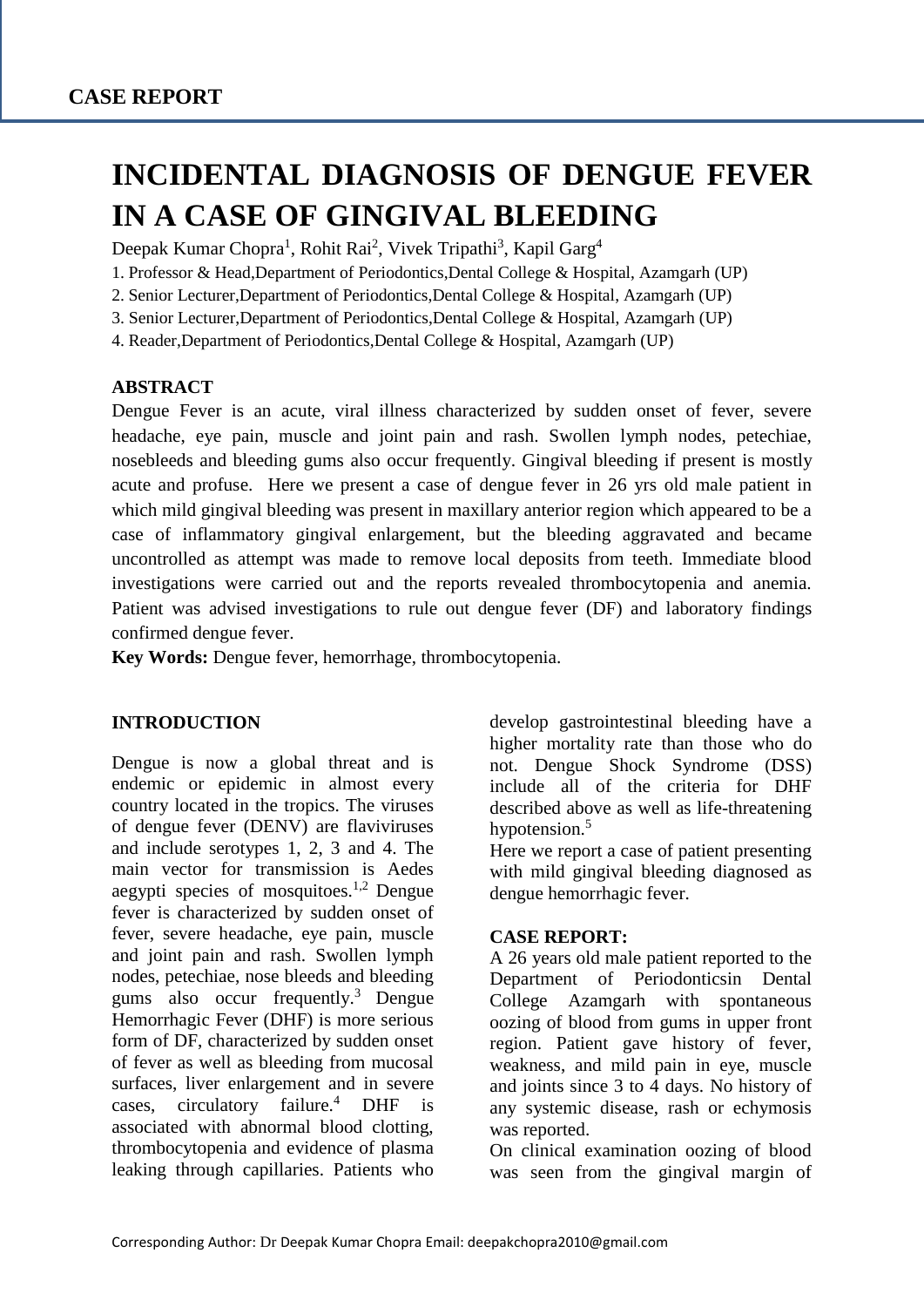CASE REPORT

# INCIDENTAL DIAGNOSIS OF DENGUE FEVER IN A CASE OF GINGIVAL BLEEDING

Deepak Kumar Chopra[1], Rohit Rai[2], Vivek Tripathi[3], Kapil Garg[4]

1. Professor & Head,Department of Periodontics,Dental College & Hospital, Azamgarh (UP)
2. Senior Lecturer,Department of Periodontics,Dental College & Hospital, Azamgarh (UP)
3. Senior Lecturer,Department of Periodontics,Dental College & Hospital, Azamgarh (UP)
4. Reader,Department of Periodontics,Dental College & Hospital, Azamgarh (UP)

## ABSTRACT

Dengue Fever is an acute, viral illness characterized by sudden onset of fever, severe headache, eye pain, muscle and joint pain and rash. Swollen lymph nodes, petechiae, nosebleeds and bleeding gums also occur frequently. Gingival bleeding if present is mostly acute and profuse. Here we present a case of dengue fever in 26 yrs old male patient in which mild gingival bleeding was present in maxillary anterior region which appeared to be a case of inflammatory gingival enlargement, but the bleeding aggravated and became uncontrolled as attempt was made to remove local deposits from teeth. Immediate blood investigations were carried out and the reports revealed thrombocytopenia and anemia. Patient was advised investigations to rule out dengue fever (DF) and laboratory findings confirmed dengue fever.

**Key Words:** Dengue fever, hemorrhage, thrombocytopenia.

## INTRODUCTION

Dengue is now a global threat and is endemic or epidemic in almost every country located in the tropics. The viruses of dengue fever (DENV) are flaviviruses and include serotypes 1, 2, 3 and 4. The main vector for transmission is Aedes aegypti species of mosquitoes.[1,2] Dengue fever is characterized by sudden onset of fever, severe headache, eye pain, muscle and joint pain and rash. Swollen lymph nodes, petechiae, nose bleeds and bleeding gums also occur frequently.[3] Dengue Hemorrhagic Fever (DHF) is more serious form of DF, characterized by sudden onset of fever as well as bleeding from mucosal surfaces, liver enlargement and in severe cases, circulatory failure.[4] DHF is associated with abnormal blood clotting, thrombocytopenia and evidence of plasma leaking through capillaries. Patients who develop gastrointestinal bleeding have a higher mortality rate than those who do not. Dengue Shock Syndrome (DSS) include all of the criteria for DHF described above as well as life-threatening hypotension.[5]

Here we report a case of patient presenting with mild gingival bleeding diagnosed as dengue hemorrhagic fever.

## CASE REPORT:

A 26 years old male patient reported to the Department of Periodonticsin Dental College Azamgarh with spontaneous oozing of blood from gums in upper front region. Patient gave history of fever, weakness, and mild pain in eye, muscle and joints since 3 to 4 days. No history of any systemic disease, rash or echymosis was reported.

On clinical examination oozing of blood was seen from the gingival margin of

Corresponding Author: Dr Deepak Kumar Chopra Email: deepakchopra2010@gmail.com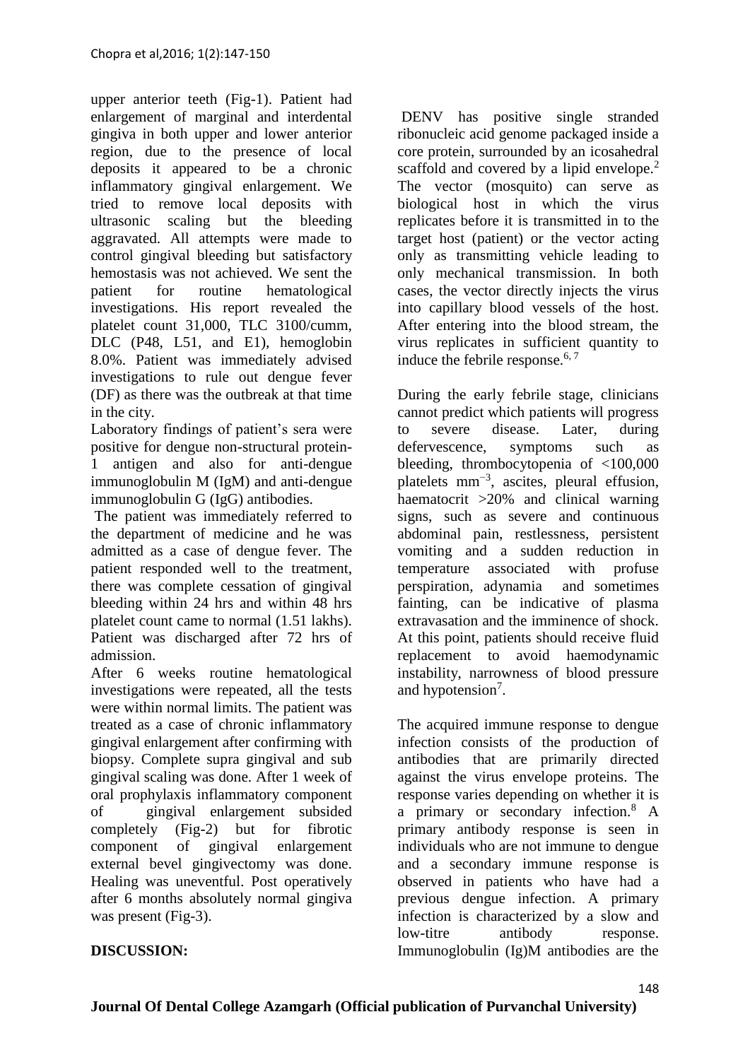upper anterior teeth (Fig-1). Patient had enlargement of marginal and interdental gingiva in both upper and lower anterior region, due to the presence of local deposits it appeared to be a chronic inflammatory gingival enlargement. We tried to remove local deposits with ultrasonic scaling but the bleeding aggravated. All attempts were made to control gingival bleeding but satisfactory hemostasis was not achieved. We sent the patient for routine hematological investigations. His report revealed the platelet count 31,000, TLC 3100/cumm, DLC (P48, L51, and E1), hemoglobin 8.0%. Patient was immediately advised investigations to rule out dengue fever (DF) as there was the outbreak at that time in the city.

Laboratory findings of patient's sera were positive for dengue non-structural protein-1 antigen and also for anti-dengue immunoglobulin M (IgM) and anti-dengue immunoglobulin G (IgG) antibodies.

The patient was immediately referred to the department of medicine and he was admitted as a case of dengue fever. The patient responded well to the treatment, there was complete cessation of gingival bleeding within 24 hrs and within 48 hrs platelet count came to normal (1.51 lakhs). Patient was discharged after 72 hrs of admission.

After 6 weeks routine hematological investigations were repeated, all the tests were within normal limits. The patient was treated as a case of chronic inflammatory gingival enlargement after confirming with biopsy. Complete supra gingival and sub gingival scaling was done. After 1 week of oral prophylaxis inflammatory component of gingival enlargement subsided completely (Fig-2) but for fibrotic component of gingival enlargement external bevel gingivectomy was done. Healing was uneventful. Post operatively after 6 months absolutely normal gingiva was present (Fig-3).

## DISCUSSION:

DENV has positive single stranded ribonucleic acid genome packaged inside a core protein, surrounded by an icosahedral scaffold and covered by a lipid envelope.[2] The vector (mosquito) can serve as biological host in which the virus replicates before it is transmitted in to the target host (patient) or the vector acting only as transmitting vehicle leading to only mechanical transmission. In both cases, the vector directly injects the virus into capillary blood vessels of the host. After entering into the blood stream, the virus replicates in sufficient quantity to induce the febrile response.[6, 7]

During the early febrile stage, clinicians cannot predict which patients will progress to severe disease. Later, during defervescence, symptoms such as bleeding, thrombocytopenia of <100,000 platelets $mm^{-3}$, ascites, pleural effusion, haematocrit >20% and clinical warning signs, such as severe and continuous abdominal pain, restlessness, persistent vomiting and a sudden reduction in temperature associated with profuse perspiration, adynamia and sometimes fainting, can be indicative of plasma extravasation and the imminence of shock. At this point, patients should receive fluid replacement to avoid haemodynamic instability, narrowness of blood pressure and hypotension[7].

The acquired immune response to dengue infection consists of the production of antibodies that are primarily directed against the virus envelope proteins. The response varies depending on whether it is a primary or secondary infection.[8] A primary antibody response is seen in individuals who are not immune to dengue and a secondary immune response is observed in patients who have had a previous dengue infection. A primary infection is characterized by a slow and low-titre antibody response. Immunoglobulin (Ig)M antibodies are the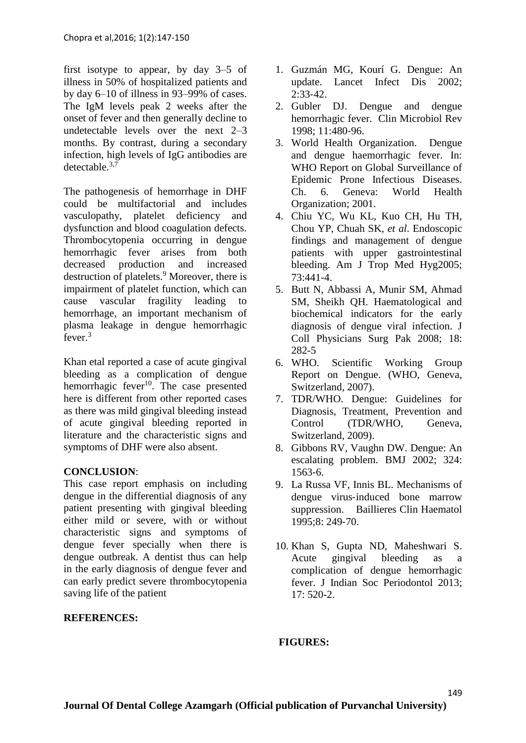first isotype to appear, by day 3–5 of illness in 50% of hospitalized patients and by day 6–10 of illness in 93–99% of cases. The IgM levels peak 2 weeks after the onset of fever and then generally decline to undetectable levels over the next 2–3 months. By contrast, during a secondary infection, high levels of IgG antibodies are detectable.[3,7]

The pathogenesis of hemorrhage in DHF could be multifactorial and includes vasculopathy, platelet deficiency and dysfunction and blood coagulation defects. Thrombocytopenia occurring in dengue hemorrhagic fever arises from both decreased production and increased destruction of platelets.[9] Moreover, there is impairment of platelet function, which can cause vascular fragility leading to hemorrhage, an important mechanism of plasma leakage in dengue hemorrhagic fever.[3]

Khan etal reported a case of acute gingival bleeding as a complication of dengue hemorrhagic fever[10]. The case presented here is different from other reported cases as there was mild gingival bleeding instead of acute gingival bleeding reported in literature and the characteristic signs and symptoms of DHF were also absent.

**CONCLUSION**:

This case report emphasis on including dengue in the differential diagnosis of any patient presenting with gingival bleeding either mild or severe, with or without characteristic signs and symptoms of dengue fever specially when there is dengue outbreak. A dentist thus can help in the early diagnosis of dengue fever and can early predict severe thrombocytopenia saving life of the patient

**REFERENCES:**

1. Guzmán MG, Kourí G. Dengue: An update. Lancet Infect Dis 2002; 2:33-42.
2. Gubler DJ. Dengue and dengue hemorrhagic fever. Clin Microbiol Rev 1998; 11:480-96.
3. World Health Organization. Dengue and dengue haemorrhagic fever. In: WHO Report on Global Surveillance of Epidemic Prone Infectious Diseases. Ch. 6. Geneva: World Health Organization; 2001.
4. Chiu YC, Wu KL, Kuo CH, Hu TH, Chou YP, Chuah SK, *et al*. Endoscopic findings and management of dengue patients with upper gastrointestinal bleeding. Am J Trop Med Hyg2005; 73:441-4.
5. Butt N, Abbassi A, Munir SM, Ahmad SM, Sheikh QH. Haematological and biochemical indicators for the early diagnosis of dengue viral infection. J Coll Physicians Surg Pak 2008; 18: 282-5
6. WHO. Scientific Working Group Report on Dengue. (WHO, Geneva, Switzerland, 2007).
7. TDR/WHO. Dengue: Guidelines for Diagnosis, Treatment, Prevention and Control (TDR/WHO, Geneva, Switzerland, 2009).
8. Gibbons RV, Vaughn DW. Dengue: An escalating problem. BMJ 2002; 324: 1563-6.
9. La Russa VF, Innis BL. Mechanisms of dengue virus-induced bone marrow suppression. Baillieres Clin Haematol 1995;8: 249-70.
10. Khan S, Gupta ND, Maheshwari S. Acute gingival bleeding as a complication of dengue hemorrhagic fever. J Indian Soc Periodontol 2013; 17: 520-2.

**FIGURES:**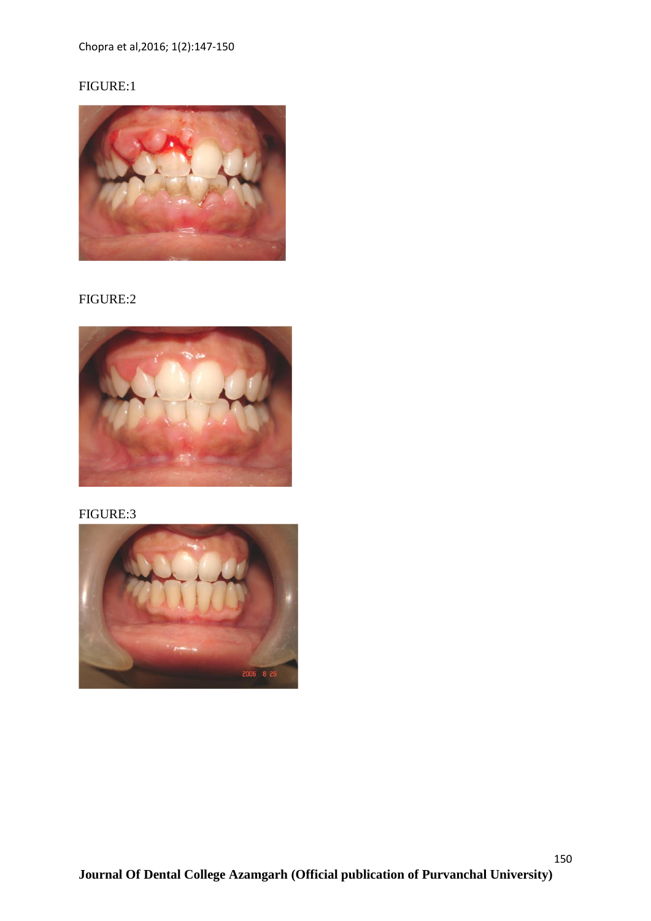FIGURE:1

FIGURE:2

FIGURE:3